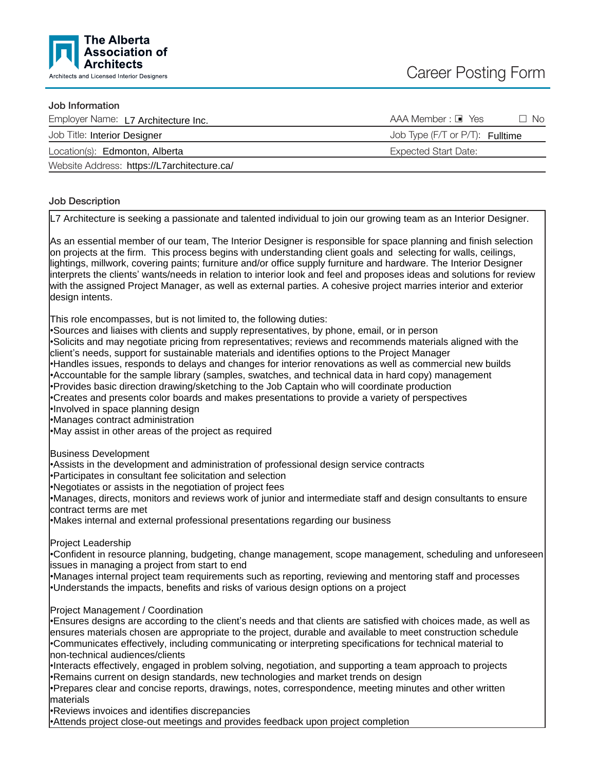**The Alberta Association of Architects**
Architects and Licensed Interior Designers

# Career Posting Form

## Job Information

| | |
|---|---|
| Employer Name: L7 Architecture Inc. | AAA Member : ■ Yes ☐ No |
| Job Title: Interior Designer | Job Type (F/T or P/T): Fulltime |
| Location(s): Edmonton, Alberta | Expected Start Date: |
| Website Address: https://L7architecture.ca/ | |

## Job Description

L7 Architecture is seeking a passionate and talented individual to join our growing team as an Interior Designer.

As an essential member of our team, The Interior Designer is responsible for space planning and finish selection on projects at the firm. This process begins with understanding client goals and selecting for walls, ceilings, lightings, millwork, covering paints; furniture and/or office supply furniture and hardware. The Interior Designer interprets the clients' wants/needs in relation to interior look and feel and proposes ideas and solutions for review with the assigned Project Manager, as well as external parties. A cohesive project marries interior and exterior design intents.

This role encompasses, but is not limited to, the following duties:

- Sources and liaises with clients and supply representatives, by phone, email, or in person
- Solicits and may negotiate pricing from representatives; reviews and recommends materials aligned with the client's needs, support for sustainable materials and identifies options to the Project Manager
- Handles issues, responds to delays and changes for interior renovations as well as commercial new builds
- Accountable for the sample library (samples, swatches, and technical data in hard copy) management
- Provides basic direction drawing/sketching to the Job Captain who will coordinate production
- Creates and presents color boards and makes presentations to provide a variety of perspectives
- Involved in space planning design
- Manages contract administration
- May assist in other areas of the project as required

Business Development

- Assists in the development and administration of professional design service contracts
- Participates in consultant fee solicitation and selection
- Negotiates or assists in the negotiation of project fees
- Manages, directs, monitors and reviews work of junior and intermediate staff and design consultants to ensure contract terms are met
- Makes internal and external professional presentations regarding our business

Project Leadership

- Confident in resource planning, budgeting, change management, scope management, scheduling and unforeseen issues in managing a project from start to end
- Manages internal project team requirements such as reporting, reviewing and mentoring staff and processes
- Understands the impacts, benefits and risks of various design options on a project

Project Management / Coordination

- Ensures designs are according to the client's needs and that clients are satisfied with choices made, as well as ensures materials chosen are appropriate to the project, durable and available to meet construction schedule
- Communicates effectively, including communicating or interpreting specifications for technical material to non-technical audiences/clients
- Interacts effectively, engaged in problem solving, negotiation, and supporting a team approach to projects
- Remains current on design standards, new technologies and market trends on design
- Prepares clear and concise reports, drawings, notes, correspondence, meeting minutes and other written materials
- Reviews invoices and identifies discrepancies
- Attends project close-out meetings and provides feedback upon project completion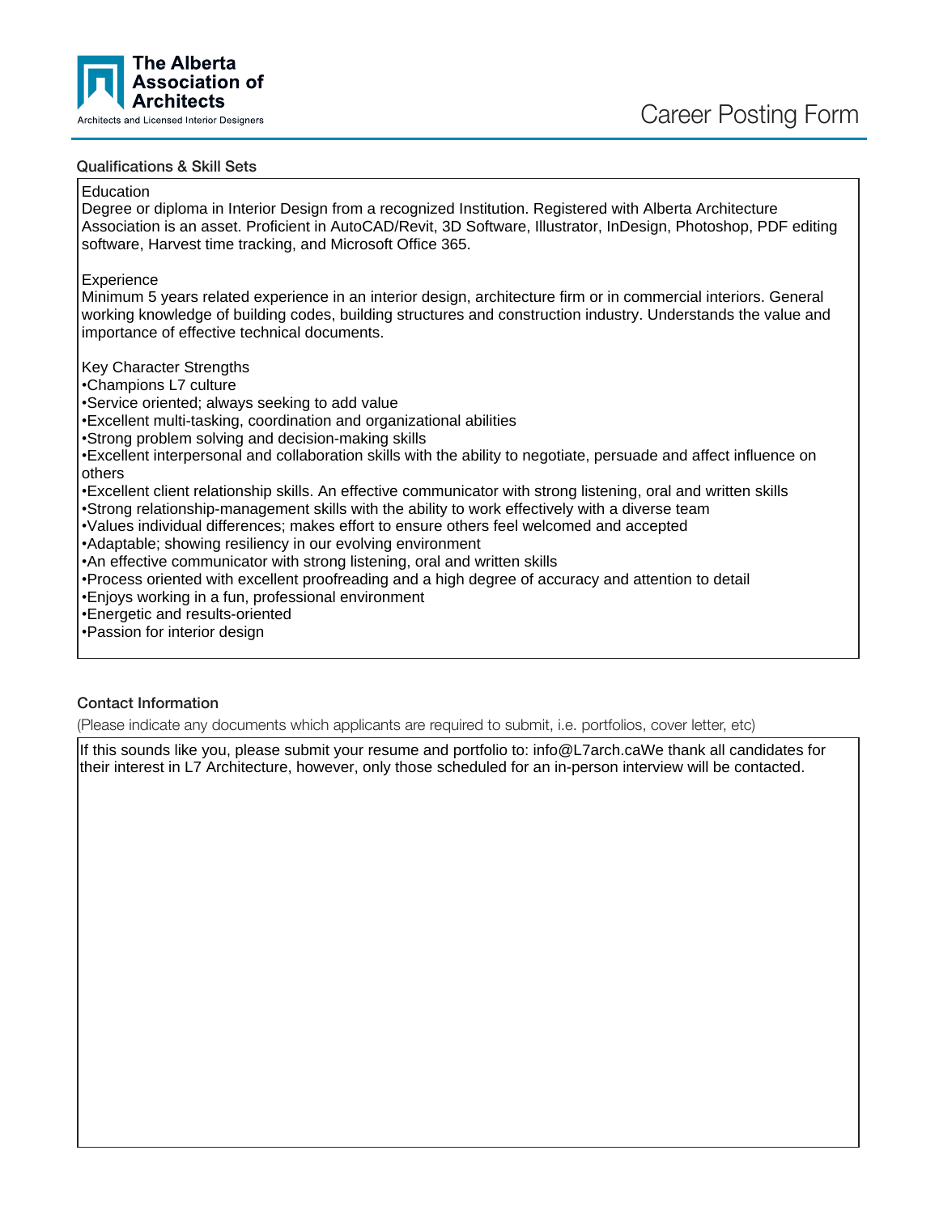## Qualifications & Skill Sets

Education
Degree or diploma in Interior Design from a recognized Institution. Registered with Alberta Architecture Association is an asset. Proficient in AutoCAD/Revit, 3D Software, Illustrator, InDesign, Photoshop, PDF editing software, Harvest time tracking, and Microsoft Office 365.

Experience
Minimum 5 years related experience in an interior design, architecture firm or in commercial interiors. General working knowledge of building codes, building structures and construction industry. Understands the value and importance of effective technical documents.

Key Character Strengths
•Champions L7 culture
•Service oriented; always seeking to add value
•Excellent multi-tasking, coordination and organizational abilities
•Strong problem solving and decision-making skills
•Excellent interpersonal and collaboration skills with the ability to negotiate, persuade and affect influence on others
•Excellent client relationship skills. An effective communicator with strong listening, oral and written skills
•Strong relationship-management skills with the ability to work effectively with a diverse team
•Values individual differences; makes effort to ensure others feel welcomed and accepted
•Adaptable; showing resiliency in our evolving environment
•An effective communicator with strong listening, oral and written skills
•Process oriented with excellent proofreading and a high degree of accuracy and attention to detail
•Enjoys working in a fun, professional environment
•Energetic and results-oriented
•Passion for interior design

## Contact Information

(Please indicate any documents which applicants are required to submit, i.e. portfolios, cover letter, etc)

If this sounds like you, please submit your resume and portfolio to: info@L7arch.caWe thank all candidates for their interest in L7 Architecture, however, only those scheduled for an in-person interview will be contacted.